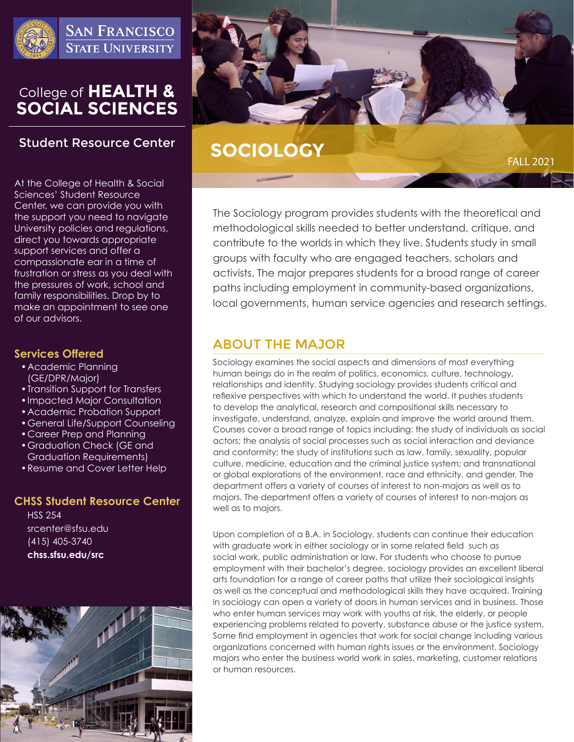San Francisco State University

College of **HEALTH & SOCIAL SCIENCES**

## Student Resource Center

At the College of Health & Social Sciences' Student Resource Center, we can provide you with the support you need to navigate University policies and regulations, direct you towards appropriate support services and offer a compassionate ear in a time of frustration or stress as you deal with the pressures of work, school and family responsibilities. Drop by to make an appointment to see one of our advisors.

### Services Offered

- Academic Planning (GE/DPR/Major)
- Transition Support for Transfers
- Impacted Major Consultation
- Academic Probation Support
- General Life/Support Counseling
- Career Prep and Planning
- Graduation Check (GE and Graduation Requirements)
- Resume and Cover Letter Help

### CHSS Student Resource Center

HSS 254
srcenter@sfsu.edu
(415) 405-3740
**chss.sfsu.edu/src**

# SOCIOLOGY

FALL 2021

The Sociology program provides students with the theoretical and methodological skills needed to better understand, critique, and contribute to the worlds in which they live. Students study in small groups with faculty who are engaged teachers, scholars and activists. The major prepares students for a broad range of career paths including employment in community-based organizations, local governments, human service agencies and research settings.

## ABOUT THE MAJOR

Sociology examines the social aspects and dimensions of most everything human beings do in the realm of politics, economics, culture, technology, relationships and identity. Studying sociology provides students critical and reflexive perspectives with which to understand the world. It pushes students to develop the analytical, research and compositional skills necessary to investigate, understand, analyze, explain and improve the world around them. Courses cover a broad range of topics including: the study of individuals as social actors; the analysis of social processes such as social interaction and deviance and conformity; the study of institutions such as law, family, sexuality, popular culture, medicine, education and the criminal justice system; and transnational or global explorations of the environment, race and ethnicity, and gender. The department offers a variety of courses of interest to non-majors as well as to majors. The department offers a variety of courses of interest to non-majors as well as to majors.

Upon completion of a B.A. in Sociology, students can continue their education with graduate work in either sociology or in some related field such as social work, public administration or law. For students who choose to pursue employment with their bachelor's degree, sociology provides an excellent liberal arts foundation for a range of career paths that utilize their sociological insights as well as the conceptual and methodological skills they have acquired. Training in sociology can open a variety of doors in human services and in business. Those who enter human services may work with youths at risk, the elderly, or people experiencing problems related to poverty, substance abuse or the justice system. Some find employment in agencies that work for social change including various organizations concerned with human rights issues or the environment. Sociology majors who enter the business world work in sales, marketing, customer relations or human resources.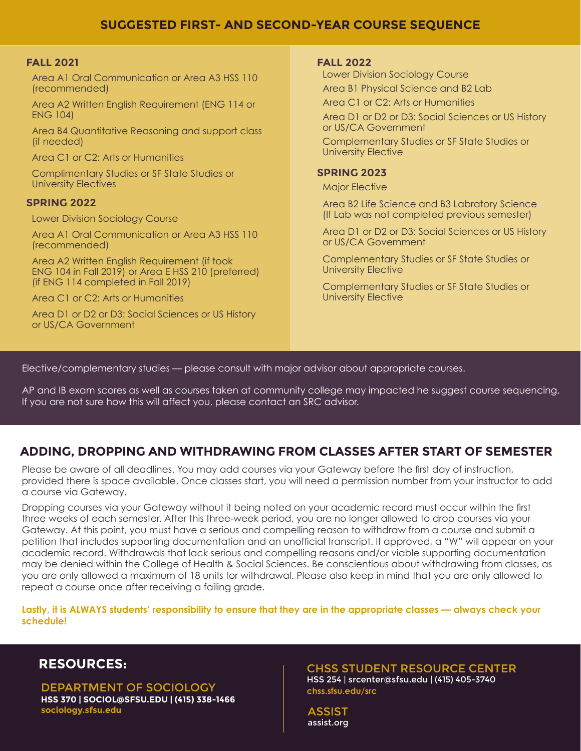## SUGGESTED FIRST- AND SECOND-YEAR COURSE SEQUENCE

### FALL 2021

- Area A1 Oral Communication or Area A3 HSS 110 (recommended)
- Area A2 Written English Requirement (ENG 114 or ENG 104)
- Area B4 Quantitative Reasoning and support class (if needed)
- Area C1 or C2: Arts or Humanities
- Complimentary Studies or SF State Studies or University Electives

### SPRING 2022

- Lower Division Sociology Course
- Area A1 Oral Communication or Area A3 HSS 110 (recommended)
- Area A2 Written English Requirement (if took ENG 104 in Fall 2019) or Area E HSS 210 (preferred) (if ENG 114 completed in Fall 2019)
- Area C1 or C2: Arts or Humanities
- Area D1 or D2 or D3: Social Sciences or US History or US/CA Government

### FALL 2022

- Lower Division Sociology Course
- Area B1 Physical Science and B2 Lab
- Area C1 or C2: Arts or Humanities
- Area D1 or D2 or D3: Social Sciences or US History or US/CA Government
- Complementary Studies or SF State Studies or University Elective

### SPRING 2023

- Major Elective
- Area B2 Life Science and B3 Laboratory Science (If Lab was not completed previous semester)
- Area D1 or D2 or D3: Social Sciences or US History or US/CA Government
- Complementary Studies or SF State Studies or University Elective
- Complementary Studies or SF State Studies or University Elective

Elective/complementary studies — please consult with major advisor about appropriate courses.

AP and IB exam scores as well as courses taken at community college may impacted he suggest course sequencing. If you are not sure how this will affect you, please contact an SRC advisor.

## ADDING, DROPPING AND WITHDRAWING FROM CLASSES AFTER START OF SEMESTER

Please be aware of all deadlines. You may add courses via your Gateway before the first day of instruction, provided there is space available. Once classes start, you will need a permission number from your instructor to add a course via Gateway.

Dropping courses via your Gateway without it being noted on your academic record must occur within the first three weeks of each semester. After this three-week period, you are no longer allowed to drop courses via your Gateway. At this point, you must have a serious and compelling reason to withdraw from a course and submit a petition that includes supporting documentation and an unofficial transcript. If approved, a "W" will appear on your academic record. Withdrawals that lack serious and compelling reasons and/or viable supporting documentation may be denied within the College of Health & Social Sciences. Be conscientious about withdrawing from classes, as you are only allowed a maximum of 18 units for withdrawal. Please also keep in mind that you are only allowed to repeat a course once after receiving a failing grade.

**Lastly, it is ALWAYS students' responsibility to ensure that they are in the appropriate classes — always check your schedule!**

## RESOURCES:

**DEPARTMENT OF SOCIOLOGY**
HSS 370 | SOCIOL@SFSU.EDU | (415) 338-1466
sociology.sfsu.edu

**CHSS STUDENT RESOURCE CENTER**
HSS 254 | srcenter@sfsu.edu | (415) 405-3740
chss.sfsu.edu/src

**ASSIST**
assist.org